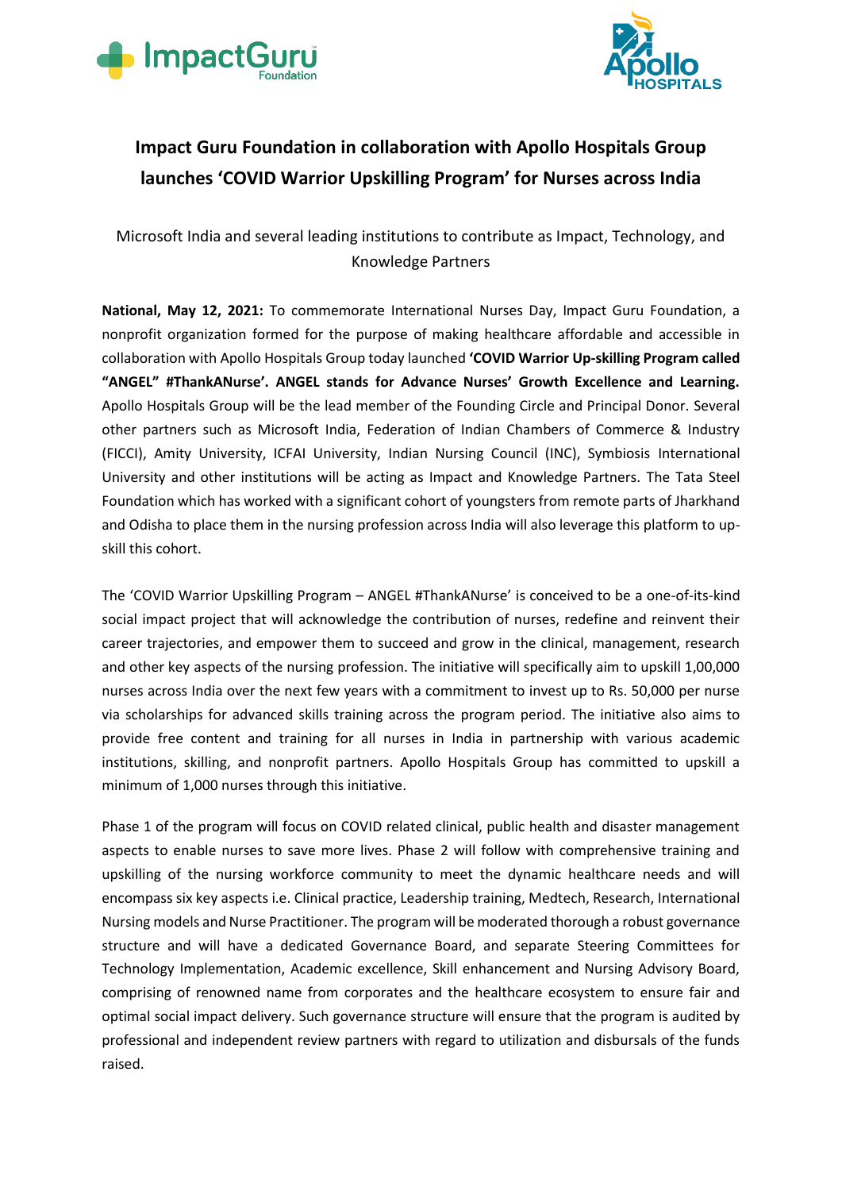# Impact Guru Foundation in collaboration with Apollo Hospitals Group launches 'COVID Warrior Upskilling Program' for Nurses across India

Microsoft India and several leading institutions to contribute as Impact, Technology, and Knowledge Partners

**National, May 12, 2021:** To commemorate International Nurses Day, Impact Guru Foundation, a nonprofit organization formed for the purpose of making healthcare affordable and accessible in collaboration with Apollo Hospitals Group today launched **'COVID Warrior Up-skilling Program called "ANGEL" #ThankANurse'. ANGEL stands for Advance Nurses' Growth Excellence and Learning.** Apollo Hospitals Group will be the lead member of the Founding Circle and Principal Donor. Several other partners such as Microsoft India, Federation of Indian Chambers of Commerce & Industry (FICCI), Amity University, ICFAI University, Indian Nursing Council (INC), Symbiosis International University and other institutions will be acting as Impact and Knowledge Partners. The Tata Steel Foundation which has worked with a significant cohort of youngsters from remote parts of Jharkhand and Odisha to place them in the nursing profession across India will also leverage this platform to up-skill this cohort.

The 'COVID Warrior Upskilling Program – ANGEL #ThankANurse' is conceived to be a one-of-its-kind social impact project that will acknowledge the contribution of nurses, redefine and reinvent their career trajectories, and empower them to succeed and grow in the clinical, management, research and other key aspects of the nursing profession. The initiative will specifically aim to upskill 1,00,000 nurses across India over the next few years with a commitment to invest up to Rs. 50,000 per nurse via scholarships for advanced skills training across the program period. The initiative also aims to provide free content and training for all nurses in India in partnership with various academic institutions, skilling, and nonprofit partners. Apollo Hospitals Group has committed to upskill a minimum of 1,000 nurses through this initiative.

Phase 1 of the program will focus on COVID related clinical, public health and disaster management aspects to enable nurses to save more lives. Phase 2 will follow with comprehensive training and upskilling of the nursing workforce community to meet the dynamic healthcare needs and will encompass six key aspects i.e. Clinical practice, Leadership training, Medtech, Research, International Nursing models and Nurse Practitioner. The program will be moderated thorough a robust governance structure and will have a dedicated Governance Board, and separate Steering Committees for Technology Implementation, Academic excellence, Skill enhancement and Nursing Advisory Board, comprising of renowned name from corporates and the healthcare ecosystem to ensure fair and optimal social impact delivery. Such governance structure will ensure that the program is audited by professional and independent review partners with regard to utilization and disbursals of the funds raised.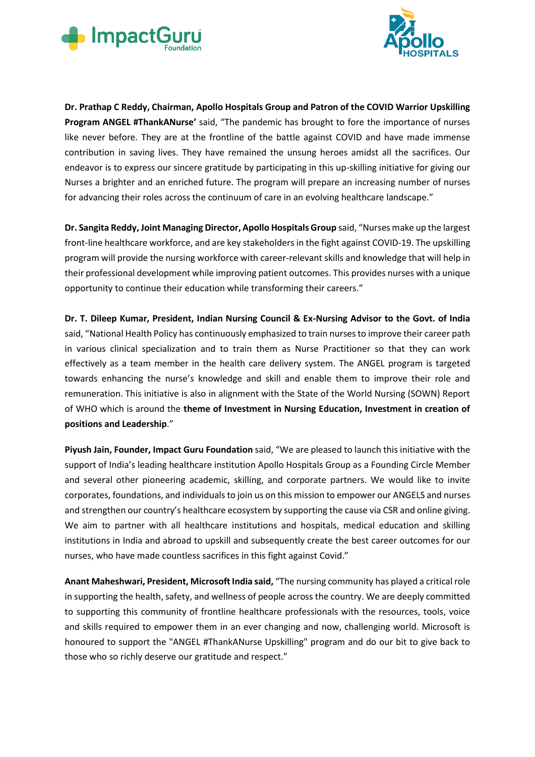**Dr. Prathap C Reddy, Chairman, Apollo Hospitals Group and Patron of the COVID Warrior Upskilling Program ANGEL #ThankANurse'** said, "The pandemic has brought to fore the importance of nurses like never before. They are at the frontline of the battle against COVID and have made immense contribution in saving lives. They have remained the unsung heroes amidst all the sacrifices. Our endeavor is to express our sincere gratitude by participating in this up-skilling initiative for giving our Nurses a brighter and an enriched future. The program will prepare an increasing number of nurses for advancing their roles across the continuum of care in an evolving healthcare landscape."

**Dr. Sangita Reddy, Joint Managing Director, Apollo Hospitals Group** said, "Nurses make up the largest front-line healthcare workforce, and are key stakeholders in the fight against COVID-19. The upskilling program will provide the nursing workforce with career-relevant skills and knowledge that will help in their professional development while improving patient outcomes. This provides nurses with a unique opportunity to continue their education while transforming their careers."

**Dr. T. Dileep Kumar, President, Indian Nursing Council & Ex-Nursing Advisor to the Govt. of India** said, "National Health Policy has continuously emphasized to train nurses to improve their career path in various clinical specialization and to train them as Nurse Practitioner so that they can work effectively as a team member in the health care delivery system. The ANGEL program is targeted towards enhancing the nurse's knowledge and skill and enable them to improve their role and remuneration. This initiative is also in alignment with the State of the World Nursing (SOWN) Report of WHO which is around the **theme of Investment in Nursing Education, Investment in creation of positions and Leadership**."

**Piyush Jain, Founder, Impact Guru Foundation** said, "We are pleased to launch this initiative with the support of India's leading healthcare institution Apollo Hospitals Group as a Founding Circle Member and several other pioneering academic, skilling, and corporate partners. We would like to invite corporates, foundations, and individuals to join us on this mission to empower our ANGELS and nurses and strengthen our country's healthcare ecosystem by supporting the cause via CSR and online giving. We aim to partner with all healthcare institutions and hospitals, medical education and skilling institutions in India and abroad to upskill and subsequently create the best career outcomes for our nurses, who have made countless sacrifices in this fight against Covid."

**Anant Maheshwari, President, Microsoft India said,** "The nursing community has played a critical role in supporting the health, safety, and wellness of people across the country. We are deeply committed to supporting this community of frontline healthcare professionals with the resources, tools, voice and skills required to empower them in an ever changing and now, challenging world. Microsoft is honoured to support the "ANGEL #ThankANurse Upskilling" program and do our bit to give back to those who so richly deserve our gratitude and respect."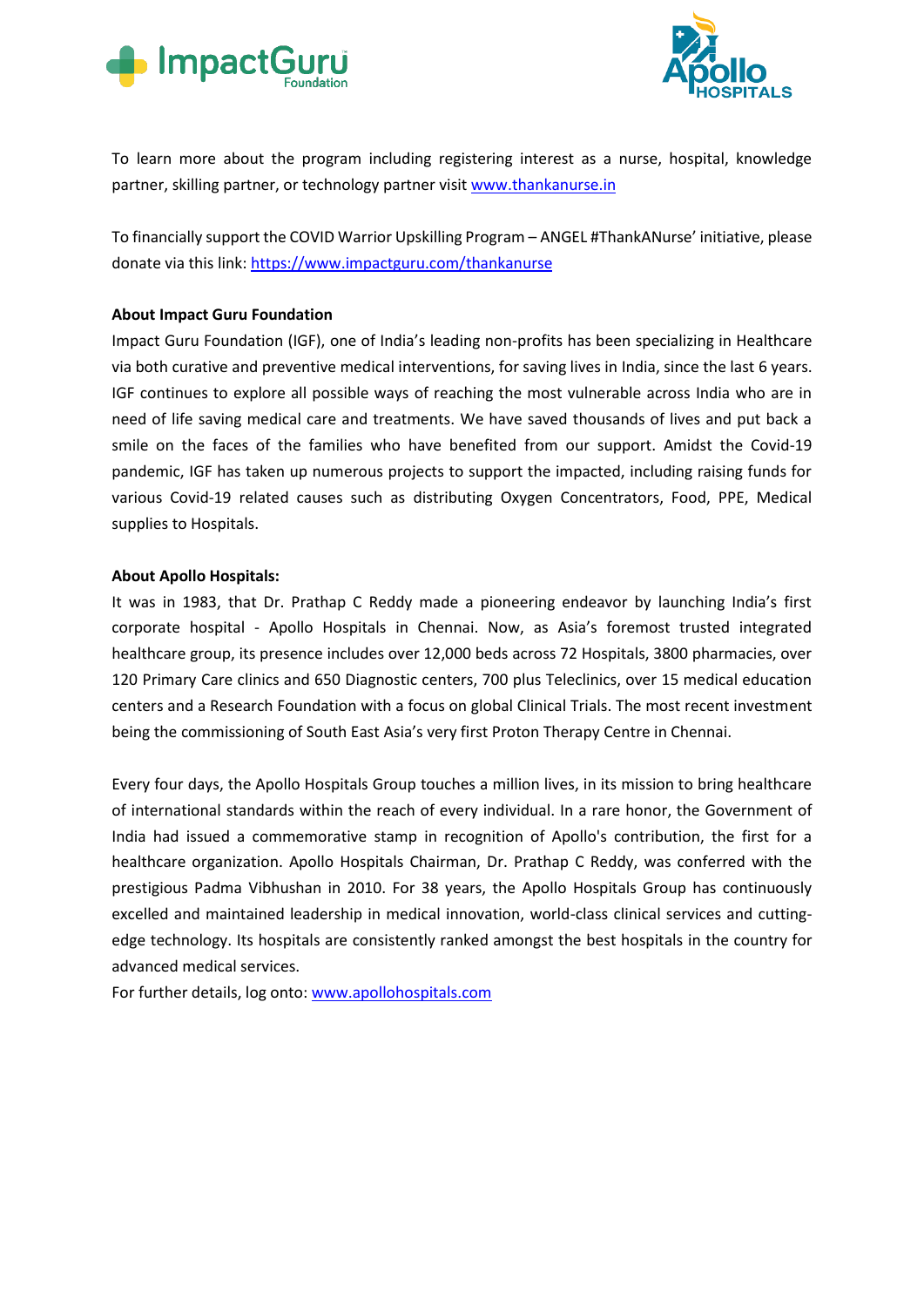To learn more about the program including registering interest as a nurse, hospital, knowledge partner, skilling partner, or technology partner visit www.thankanurse.in

To financially support the COVID Warrior Upskilling Program – ANGEL #ThankANurse' initiative, please donate via this link: https://www.impactguru.com/thankanurse

**About Impact Guru Foundation**

Impact Guru Foundation (IGF), one of India's leading non-profits has been specializing in Healthcare via both curative and preventive medical interventions, for saving lives in India, since the last 6 years. IGF continues to explore all possible ways of reaching the most vulnerable across India who are in need of life saving medical care and treatments. We have saved thousands of lives and put back a smile on the faces of the families who have benefited from our support. Amidst the Covid-19 pandemic, IGF has taken up numerous projects to support the impacted, including raising funds for various Covid-19 related causes such as distributing Oxygen Concentrators, Food, PPE, Medical supplies to Hospitals.

**About Apollo Hospitals:**

It was in 1983, that Dr. Prathap C Reddy made a pioneering endeavor by launching India's first corporate hospital - Apollo Hospitals in Chennai. Now, as Asia's foremost trusted integrated healthcare group, its presence includes over 12,000 beds across 72 Hospitals, 3800 pharmacies, over 120 Primary Care clinics and 650 Diagnostic centers, 700 plus Teleclinics, over 15 medical education centers and a Research Foundation with a focus on global Clinical Trials. The most recent investment being the commissioning of South East Asia's very first Proton Therapy Centre in Chennai.

Every four days, the Apollo Hospitals Group touches a million lives, in its mission to bring healthcare of international standards within the reach of every individual. In a rare honor, the Government of India had issued a commemorative stamp in recognition of Apollo's contribution, the first for a healthcare organization. Apollo Hospitals Chairman, Dr. Prathap C Reddy, was conferred with the prestigious Padma Vibhushan in 2010. For 38 years, the Apollo Hospitals Group has continuously excelled and maintained leadership in medical innovation, world-class clinical services and cutting-edge technology. Its hospitals are consistently ranked amongst the best hospitals in the country for advanced medical services.

For further details, log onto: www.apollohospitals.com